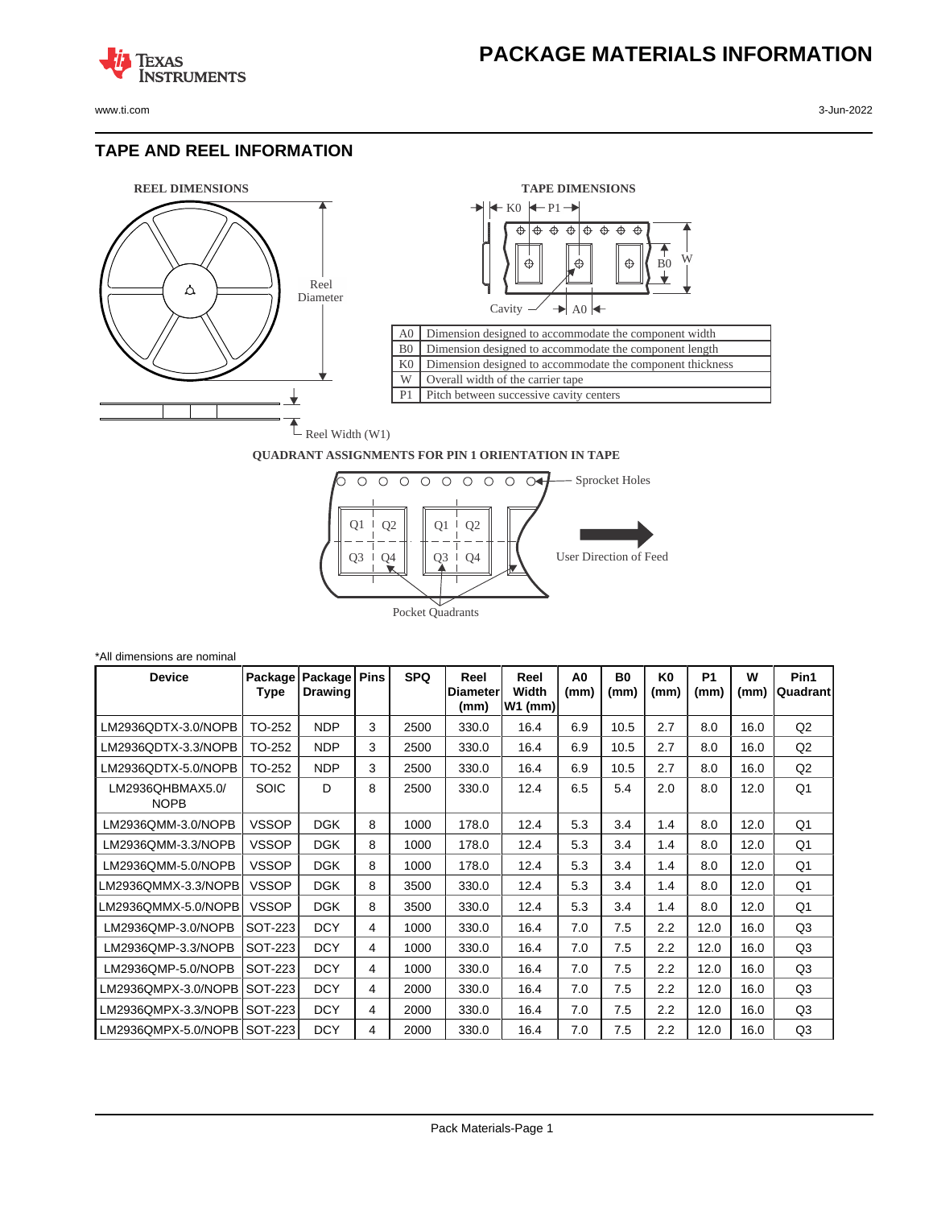# PACKAGE MATERIALS INFORMATION

## TAPE AND REEL INFORMATION

REEL DIMENSIONS

Reel Diameter

Reel Width (W1)

TAPE DIMENSIONS

K0 P1

B0 W

Cavity A0

| | |
|---|---|
| A0 | Dimension designed to accommodate the component width |
| B0 | Dimension designed to accommodate the component length |
| K0 | Dimension designed to accommodate the component thickness |
| W | Overall width of the carrier tape |
| P1 | Pitch between successive cavity centers |

QUADRANT ASSIGNMENTS FOR PIN 1 ORIENTATION IN TAPE

Sprocket Holes

Q1 Q2 Q3 Q4

User Direction of Feed

Pocket Quadrants

*All dimensions are nominal

| Device | Package Type | Package Drawing | Pins | SPQ | Reel Diameter (mm) | Reel Width W1 (mm) | A0 (mm) | B0 (mm) | K0 (mm) | P1 (mm) | W (mm) | Pin1 Quadrant |
|---|---|---|---|---|---|---|---|---|---|---|---|---|
| LM2936QDTX-3.0/NOPB | TO-252 | NDP | 3 | 2500 | 330.0 | 16.4 | 6.9 | 10.5 | 2.7 | 8.0 | 16.0 | Q2 |
| LM2936QDTX-3.3/NOPB | TO-252 | NDP | 3 | 2500 | 330.0 | 16.4 | 6.9 | 10.5 | 2.7 | 8.0 | 16.0 | Q2 |
| LM2936QDTX-5.0/NOPB | TO-252 | NDP | 3 | 2500 | 330.0 | 16.4 | 6.9 | 10.5 | 2.7 | 8.0 | 16.0 | Q2 |
| LM2936QHBMAX5.0/NOPB | SOIC | D | 8 | 2500 | 330.0 | 12.4 | 6.5 | 5.4 | 2.0 | 8.0 | 12.0 | Q1 |
| LM2936QMM-3.0/NOPB | VSSOP | DGK | 8 | 1000 | 178.0 | 12.4 | 5.3 | 3.4 | 1.4 | 8.0 | 12.0 | Q1 |
| LM2936QMM-3.3/NOPB | VSSOP | DGK | 8 | 1000 | 178.0 | 12.4 | 5.3 | 3.4 | 1.4 | 8.0 | 12.0 | Q1 |
| LM2936QMM-5.0/NOPB | VSSOP | DGK | 8 | 1000 | 178.0 | 12.4 | 5.3 | 3.4 | 1.4 | 8.0 | 12.0 | Q1 |
| LM2936QMMX-3.3/NOPB | VSSOP | DGK | 8 | 3500 | 330.0 | 12.4 | 5.3 | 3.4 | 1.4 | 8.0 | 12.0 | Q1 |
| LM2936QMMX-5.0/NOPB | VSSOP | DGK | 8 | 3500 | 330.0 | 12.4 | 5.3 | 3.4 | 1.4 | 8.0 | 12.0 | Q1 |
| LM2936QMP-3.0/NOPB | SOT-223 | DCY | 4 | 1000 | 330.0 | 16.4 | 7.0 | 7.5 | 2.2 | 12.0 | 16.0 | Q3 |
| LM2936QMP-3.3/NOPB | SOT-223 | DCY | 4 | 1000 | 330.0 | 16.4 | 7.0 | 7.5 | 2.2 | 12.0 | 16.0 | Q3 |
| LM2936QMP-5.0/NOPB | SOT-223 | DCY | 4 | 1000 | 330.0 | 16.4 | 7.0 | 7.5 | 2.2 | 12.0 | 16.0 | Q3 |
| LM2936QMPX-3.0/NOPB | SOT-223 | DCY | 4 | 2000 | 330.0 | 16.4 | 7.0 | 7.5 | 2.2 | 12.0 | 16.0 | Q3 |
| LM2936QMPX-3.3/NOPB | SOT-223 | DCY | 4 | 2000 | 330.0 | 16.4 | 7.0 | 7.5 | 2.2 | 12.0 | 16.0 | Q3 |
| LM2936QMPX-5.0/NOPB | SOT-223 | DCY | 4 | 2000 | 330.0 | 16.4 | 7.0 | 7.5 | 2.2 | 12.0 | 16.0 | Q3 |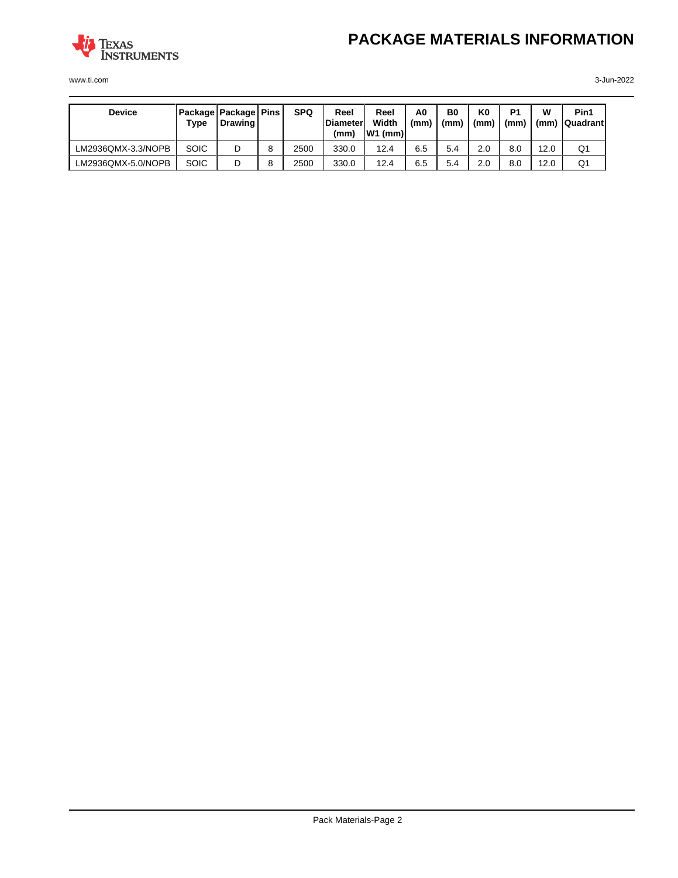# PACKAGE MATERIALS INFORMATION

| Device | Package Type | Package Drawing | Pins | SPQ | Reel Diameter (mm) | Reel Width W1 (mm) | A0 (mm) | B0 (mm) | K0 (mm) | P1 (mm) | W (mm) | Pin1 Quadrant |
|---|---|---|---|---|---|---|---|---|---|---|---|---|
| LM2936QMX-3.3/NOPB | SOIC | D | 8 | 2500 | 330.0 | 12.4 | 6.5 | 5.4 | 2.0 | 8.0 | 12.0 | Q1 |
| LM2936QMX-5.0/NOPB | SOIC | D | 8 | 2500 | 330.0 | 12.4 | 6.5 | 5.4 | 2.0 | 8.0 | 12.0 | Q1 |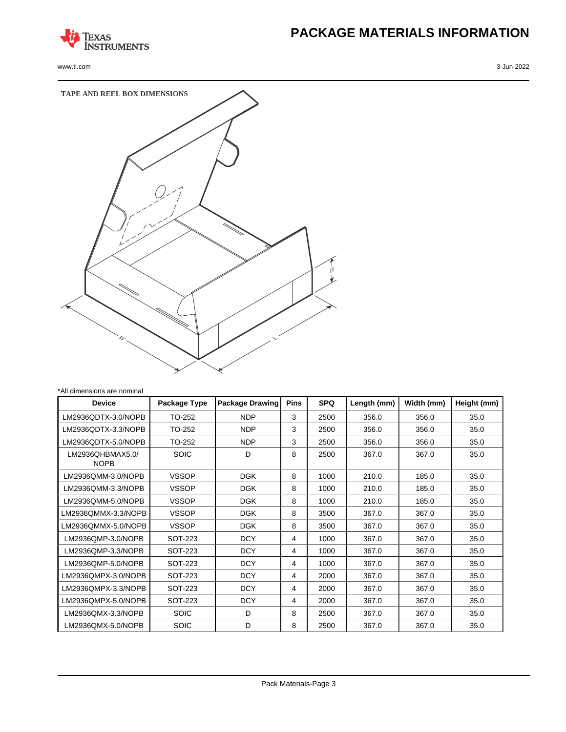# PACKAGE MATERIALS INFORMATION

### TAPE AND REEL BOX DIMENSIONS

*All dimensions are nominal

| Device | Package Type | Package Drawing | Pins | SPQ | Length (mm) | Width (mm) | Height (mm) |
|---|---|---|---|---|---|---|---|
| LM2936QDTX-3.0/NOPB | TO-252 | NDP | 3 | 2500 | 356.0 | 356.0 | 35.0 |
| LM2936QDTX-3.3/NOPB | TO-252 | NDP | 3 | 2500 | 356.0 | 356.0 | 35.0 |
| LM2936QDTX-5.0/NOPB | TO-252 | NDP | 3 | 2500 | 356.0 | 356.0 | 35.0 |
| LM2936QHBMAX5.0/ NOPB | SOIC | D | 8 | 2500 | 367.0 | 367.0 | 35.0 |
| LM2936QMM-3.0/NOPB | VSSOP | DGK | 8 | 1000 | 210.0 | 185.0 | 35.0 |
| LM2936QMM-3.3/NOPB | VSSOP | DGK | 8 | 1000 | 210.0 | 185.0 | 35.0 |
| LM2936QMM-5.0/NOPB | VSSOP | DGK | 8 | 1000 | 210.0 | 185.0 | 35.0 |
| LM2936QMMX-3.3/NOPB | VSSOP | DGK | 8 | 3500 | 367.0 | 367.0 | 35.0 |
| LM2936QMMX-5.0/NOPB | VSSOP | DGK | 8 | 3500 | 367.0 | 367.0 | 35.0 |
| LM2936QMP-3.0/NOPB | SOT-223 | DCY | 4 | 1000 | 367.0 | 367.0 | 35.0 |
| LM2936QMP-3.3/NOPB | SOT-223 | DCY | 4 | 1000 | 367.0 | 367.0 | 35.0 |
| LM2936QMP-5.0/NOPB | SOT-223 | DCY | 4 | 1000 | 367.0 | 367.0 | 35.0 |
| LM2936QMPX-3.0/NOPB | SOT-223 | DCY | 4 | 2000 | 367.0 | 367.0 | 35.0 |
| LM2936QMPX-3.3/NOPB | SOT-223 | DCY | 4 | 2000 | 367.0 | 367.0 | 35.0 |
| LM2936QMPX-5.0/NOPB | SOT-223 | DCY | 4 | 2000 | 367.0 | 367.0 | 35.0 |
| LM2936QMX-3.3/NOPB | SOIC | D | 8 | 2500 | 367.0 | 367.0 | 35.0 |
| LM2936QMX-5.0/NOPB | SOIC | D | 8 | 2500 | 367.0 | 367.0 | 35.0 |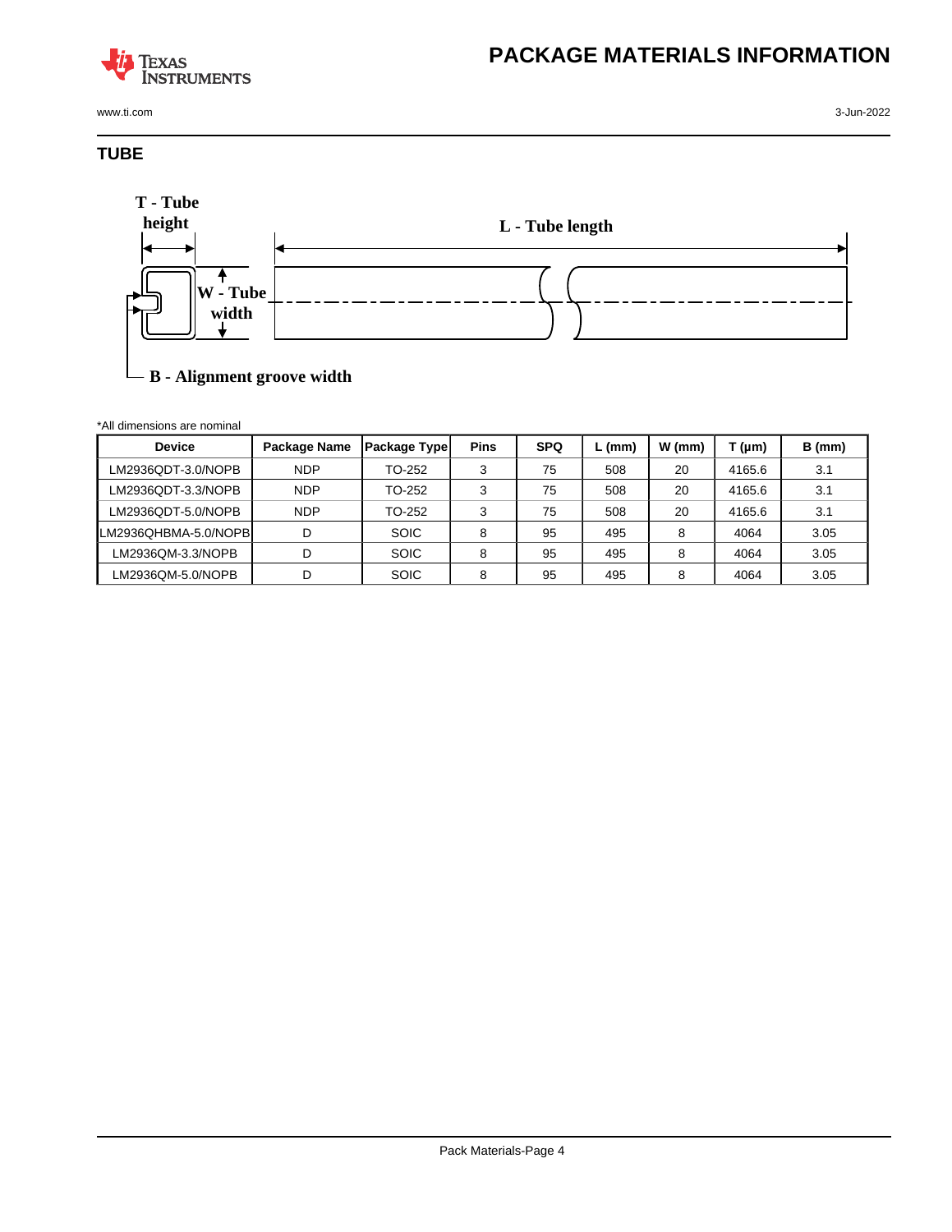# PACKAGE MATERIALS INFORMATION

## TUBE

T - Tube height

L - Tube length

W - Tube width

B - Alignment groove width

*All dimensions are nominal

| Device | Package Name | Package Type | Pins | SPQ | L (mm) | W (mm) | T (µm) | B (mm) |
|---|---|---|---|---|---|---|---|---|
| LM2936QDT-3.0/NOPB | NDP | TO-252 | 3 | 75 | 508 | 20 | 4165.6 | 3.1 |
| LM2936QDT-3.3/NOPB | NDP | TO-252 | 3 | 75 | 508 | 20 | 4165.6 | 3.1 |
| LM2936QDT-5.0/NOPB | NDP | TO-252 | 3 | 75 | 508 | 20 | 4165.6 | 3.1 |
| LM2936QHBMA-5.0/NOPB | D | SOIC | 8 | 95 | 495 | 8 | 4064 | 3.05 |
| LM2936QM-3.3/NOPB | D | SOIC | 8 | 95 | 495 | 8 | 4064 | 3.05 |
| LM2936QM-5.0/NOPB | D | SOIC | 8 | 95 | 495 | 8 | 4064 | 3.05 |